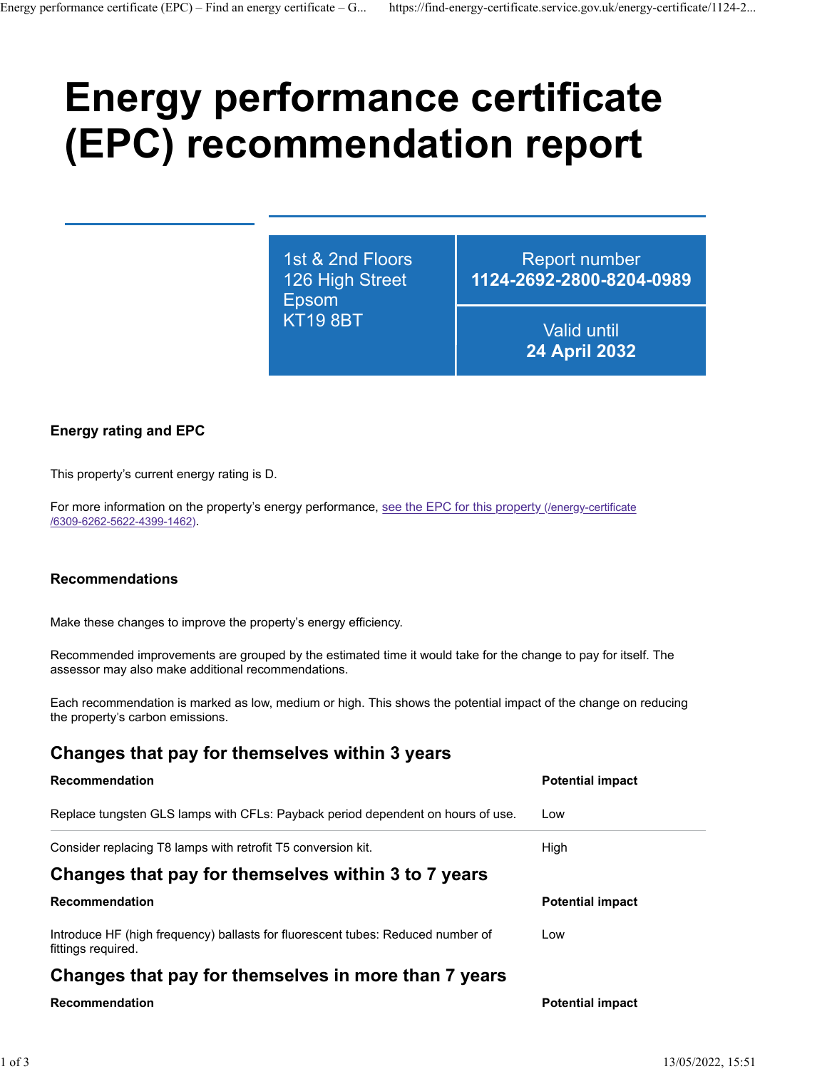# Energy performance certificate (EPC) recommendation report

| 1st & 2nd Floors<br>126 High Street<br>Epsom<br>KT19 8BT | Report number<br>**1124-2692-2800-8204-0989** |
| --- | --- |
| | Valid until<br>**24 April 2032** |

### Energy rating and EPC

This property's current energy rating is D.

For more information on the property's energy performance, [see the EPC for this property (/energy-certificate/6309-6262-5622-4399-1462)](/energy-certificate/6309-6262-5622-4399-1462).

### Recommendations

Make these changes to improve the property's energy efficiency.

Recommended improvements are grouped by the estimated time it would take for the change to pay for itself. The assessor may also make additional recommendations.

Each recommendation is marked as low, medium or high. This shows the potential impact of the change on reducing the property's carbon emissions.

## Changes that pay for themselves within 3 years

| Recommendation | Potential impact |
| --- | --- |
| Replace tungsten GLS lamps with CFLs: Payback period dependent on hours of use. | Low |
| Consider replacing T8 lamps with retrofit T5 conversion kit. | High |

## Changes that pay for themselves within 3 to 7 years

| Recommendation | Potential impact |
| --- | --- |
| Introduce HF (high frequency) ballasts for fluorescent tubes: Reduced number of fittings required. | Low |

## Changes that pay for themselves in more than 7 years

| Recommendation | Potential impact |
| --- | --- |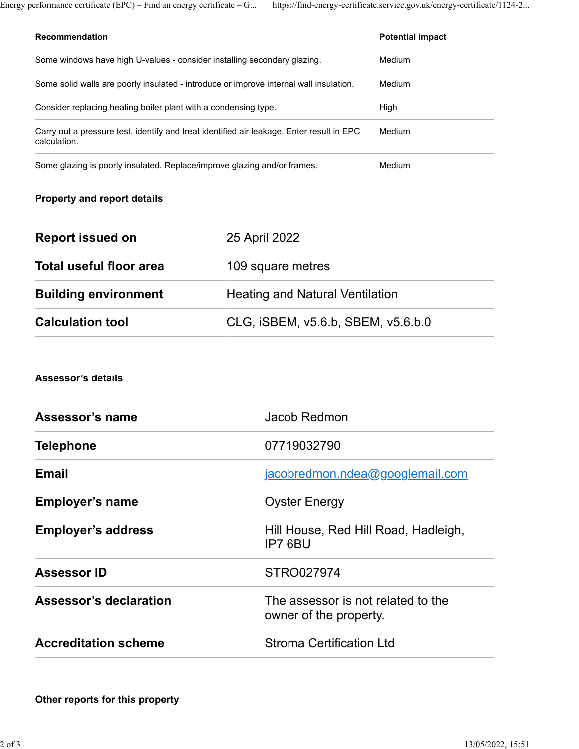| Recommendation | Potential impact |
| --- | --- |
| Some windows have high U-values - consider installing secondary glazing. | Medium |
| Some solid walls are poorly insulated - introduce or improve internal wall insulation. | Medium |
| Consider replacing heating boiler plant with a condensing type. | High |
| Carry out a pressure test, identify and treat identified air leakage. Enter result in EPC calculation. | Medium |
| Some glazing is poorly insulated. Replace/improve glazing and/or frames. | Medium |

## Property and report details

| | |
| --- | --- |
| **Report issued on** | 25 April 2022 |
| **Total useful floor area** | 109 square metres |
| **Building environment** | Heating and Natural Ventilation |
| **Calculation tool** | CLG, iSBEM, v5.6.b, SBEM, v5.6.b.0 |

## Assessor's details

| | |
| --- | --- |
| **Assessor's name** | Jacob Redmon |
| **Telephone** | 07719032790 |
| **Email** | jacobredmon.ndea@googlemail.com |
| **Employer's name** | Oyster Energy |
| **Employer's address** | Hill House, Red Hill Road, Hadleigh, IP7 6BU |
| **Assessor ID** | STRO027974 |
| **Assessor's declaration** | The assessor is not related to the owner of the property. |
| **Accreditation scheme** | Stroma Certification Ltd |

## Other reports for this property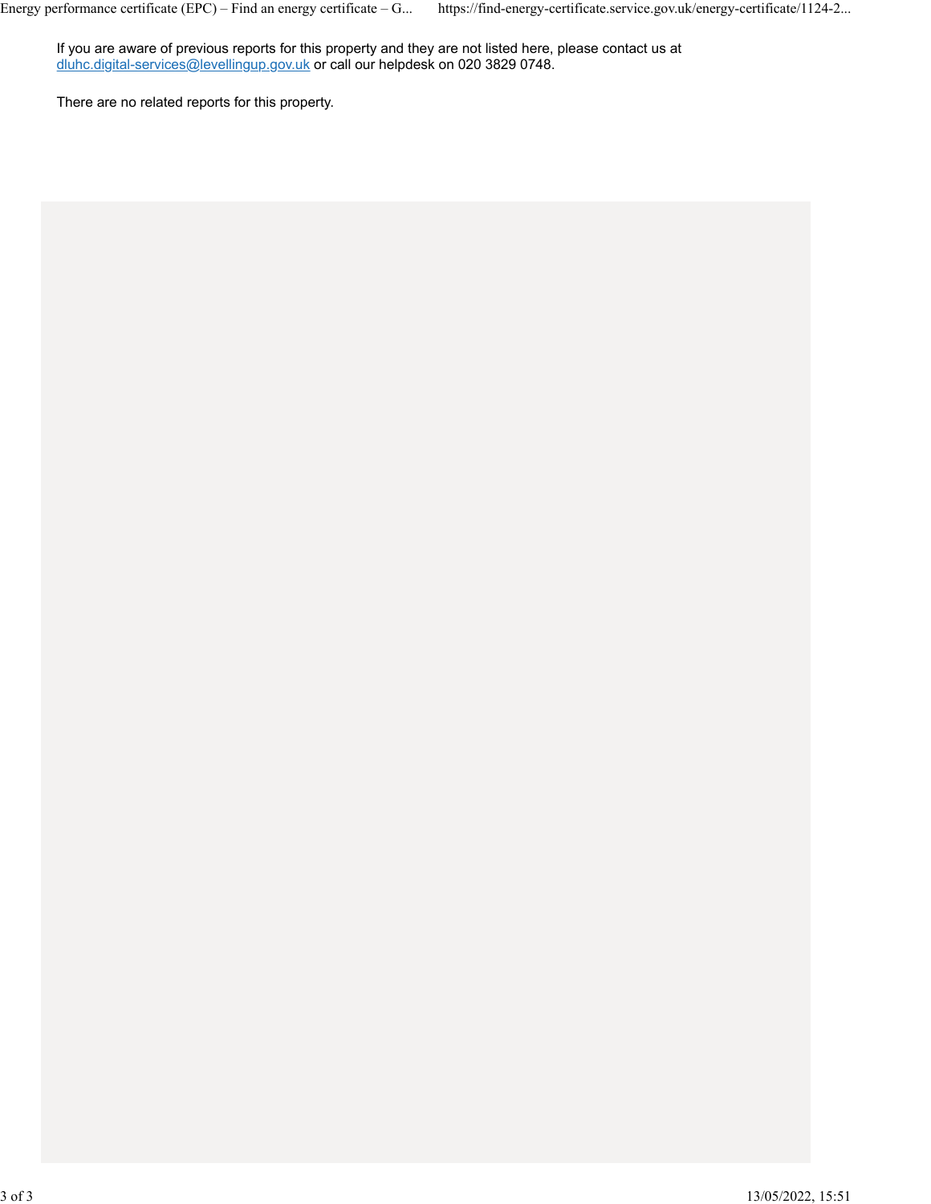If you are aware of previous reports for this property and they are not listed here, please contact us at [dluhc.digital-services@levellingup.gov.uk](mailto:dluhc.digital-services@levellingup.gov.uk) or call our helpdesk on 020 3829 0748.

There are no related reports for this property.